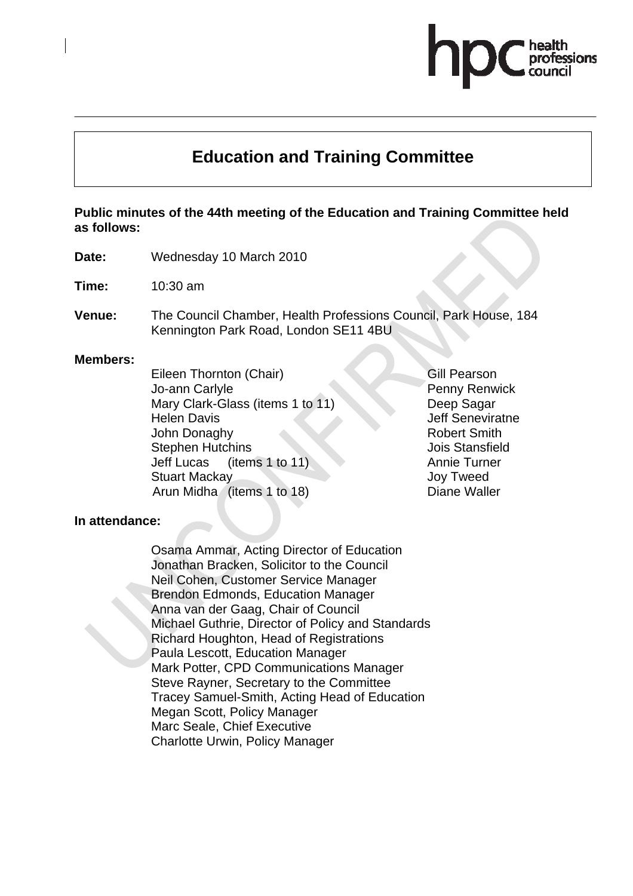# Education and Training Committee

**Public minutes of the 44th meeting of the Education and Training Committee held as follows:**

**Date:** Wednesday 10 March 2010

**Time:** 10:30 am

**Venue:** The Council Chamber, Health Professions Council, Park House, 184 Kennington Park Road, London SE11 4BU

**Members:**

Eileen Thornton (Chair)
Jo-ann Carlyle
Mary Clark-Glass (items 1 to 11)
Helen Davis
John Donaghy
Stephen Hutchins
Jeff Lucas (items 1 to 11)
Stuart Mackay
Arun Midha (items 1 to 18)
Gill Pearson
Penny Renwick
Deep Sagar
Jeff Seneviratne
Robert Smith
Jois Stansfield
Annie Turner
Joy Tweed
Diane Waller

**In attendance:**

Osama Ammar, Acting Director of Education
Jonathan Bracken, Solicitor to the Council
Neil Cohen, Customer Service Manager
Brendon Edmonds, Education Manager
Anna van der Gaag, Chair of Council
Michael Guthrie, Director of Policy and Standards
Richard Houghton, Head of Registrations
Paula Lescott, Education Manager
Mark Potter, CPD Communications Manager
Steve Rayner, Secretary to the Committee
Tracey Samuel-Smith, Acting Head of Education
Megan Scott, Policy Manager
Marc Seale, Chief Executive
Charlotte Urwin, Policy Manager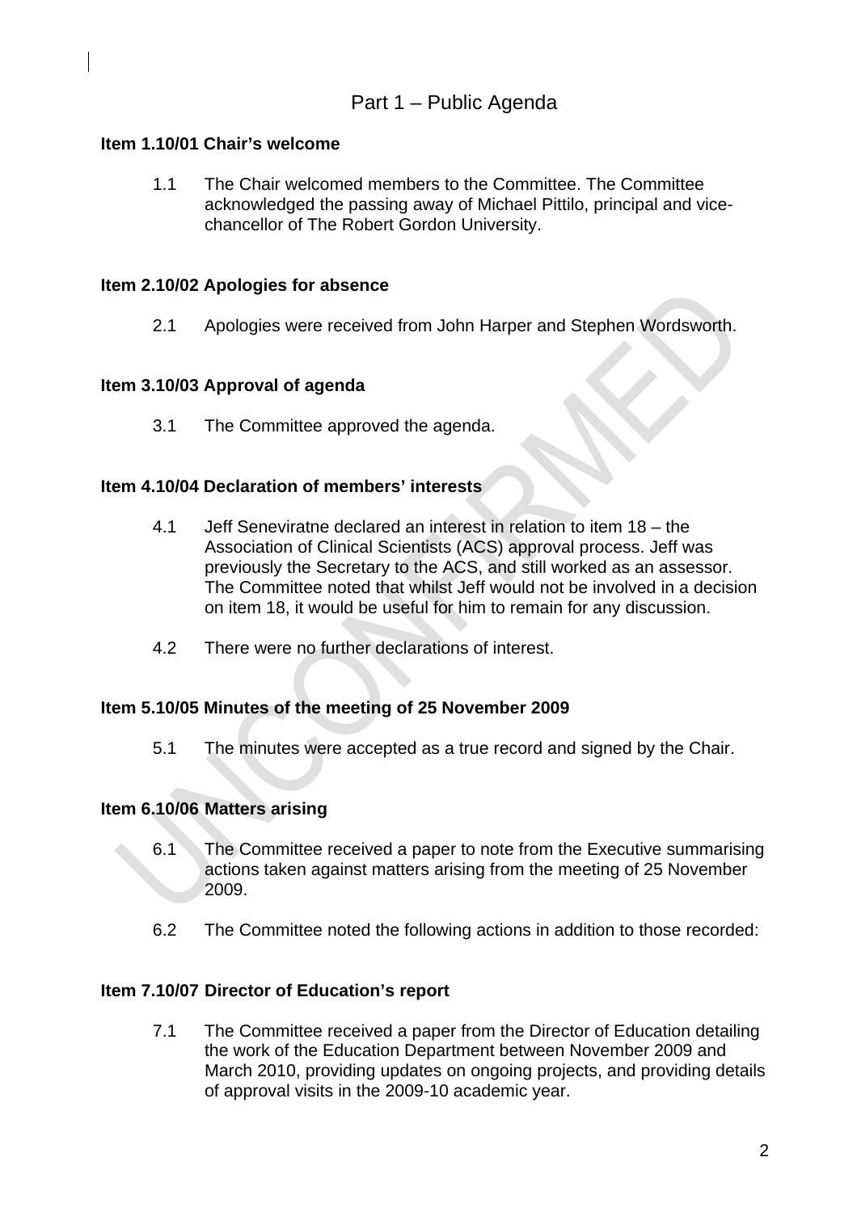## Part 1 – Public Agenda

**Item 1.10/01 Chair's welcome**

1.1 The Chair welcomed members to the Committee. The Committee acknowledged the passing away of Michael Pittilo, principal and vice-chancellor of The Robert Gordon University.

**Item 2.10/02 Apologies for absence**

2.1 Apologies were received from John Harper and Stephen Wordsworth.

**Item 3.10/03 Approval of agenda**

3.1 The Committee approved the agenda.

**Item 4.10/04 Declaration of members' interests**

4.1 Jeff Seneviratne declared an interest in relation to item 18 – the Association of Clinical Scientists (ACS) approval process. Jeff was previously the Secretary to the ACS, and still worked as an assessor. The Committee noted that whilst Jeff would not be involved in a decision on item 18, it would be useful for him to remain for any discussion.

4.2 There were no further declarations of interest.

**Item 5.10/05 Minutes of the meeting of 25 November 2009**

5.1 The minutes were accepted as a true record and signed by the Chair.

**Item 6.10/06 Matters arising**

6.1 The Committee received a paper to note from the Executive summarising actions taken against matters arising from the meeting of 25 November 2009.

6.2 The Committee noted the following actions in addition to those recorded:

**Item 7.10/07 Director of Education's report**

7.1 The Committee received a paper from the Director of Education detailing the work of the Education Department between November 2009 and March 2010, providing updates on ongoing projects, and providing details of approval visits in the 2009-10 academic year.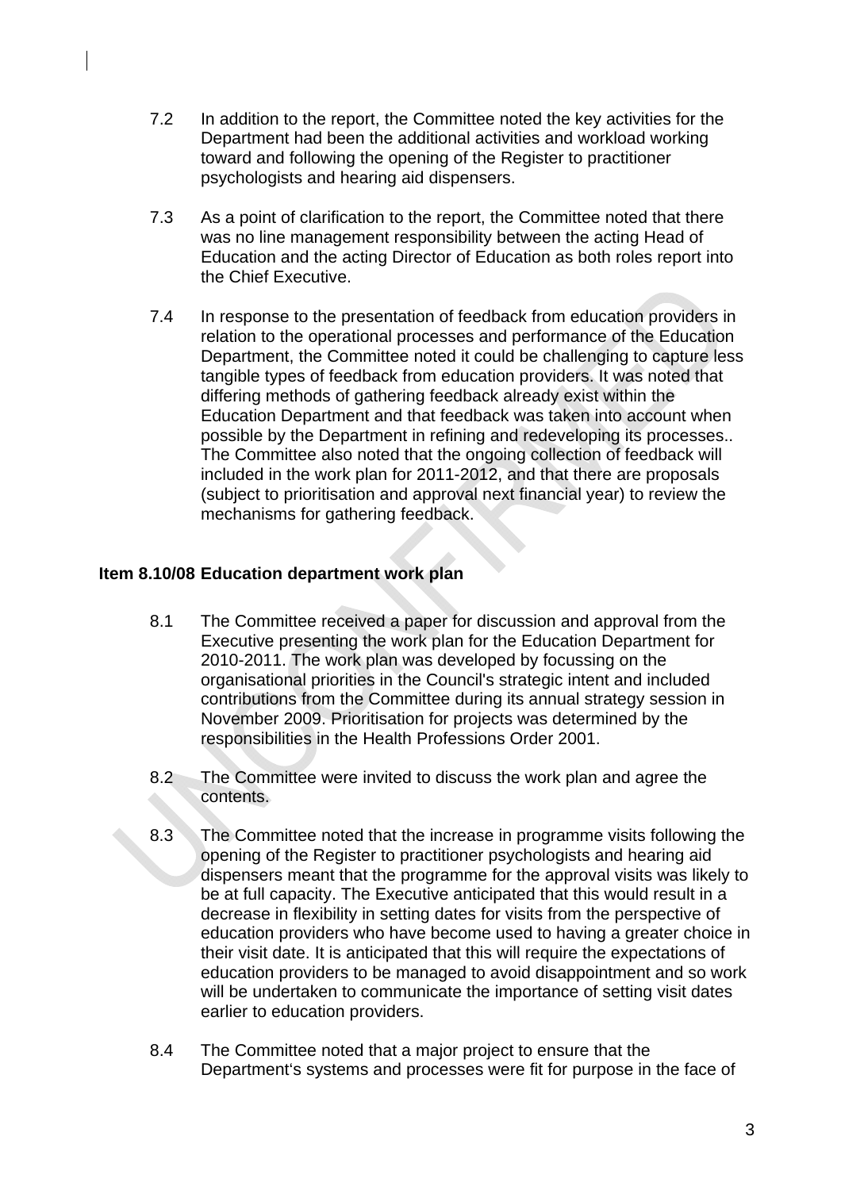7.2 In addition to the report, the Committee noted the key activities for the Department had been the additional activities and workload working toward and following the opening of the Register to practitioner psychologists and hearing aid dispensers.

7.3 As a point of clarification to the report, the Committee noted that there was no line management responsibility between the acting Head of Education and the acting Director of Education as both roles report into the Chief Executive.

7.4 In response to the presentation of feedback from education providers in relation to the operational processes and performance of the Education Department, the Committee noted it could be challenging to capture less tangible types of feedback from education providers. It was noted that differing methods of gathering feedback already exist within the Education Department and that feedback was taken into account when possible by the Department in refining and redeveloping its processes.. The Committee also noted that the ongoing collection of feedback will included in the work plan for 2011-2012, and that there are proposals (subject to prioritisation and approval next financial year) to review the mechanisms for gathering feedback.

**Item 8.10/08 Education department work plan**

8.1 The Committee received a paper for discussion and approval from the Executive presenting the work plan for the Education Department for 2010-2011. The work plan was developed by focussing on the organisational priorities in the Council's strategic intent and included contributions from the Committee during its annual strategy session in November 2009. Prioritisation for projects was determined by the responsibilities in the Health Professions Order 2001.

8.2 The Committee were invited to discuss the work plan and agree the contents.

8.3 The Committee noted that the increase in programme visits following the opening of the Register to practitioner psychologists and hearing aid dispensers meant that the programme for the approval visits was likely to be at full capacity. The Executive anticipated that this would result in a decrease in flexibility in setting dates for visits from the perspective of education providers who have become used to having a greater choice in their visit date. It is anticipated that this will require the expectations of education providers to be managed to avoid disappointment and so work will be undertaken to communicate the importance of setting visit dates earlier to education providers.

8.4 The Committee noted that a major project to ensure that the Department's systems and processes were fit for purpose in the face of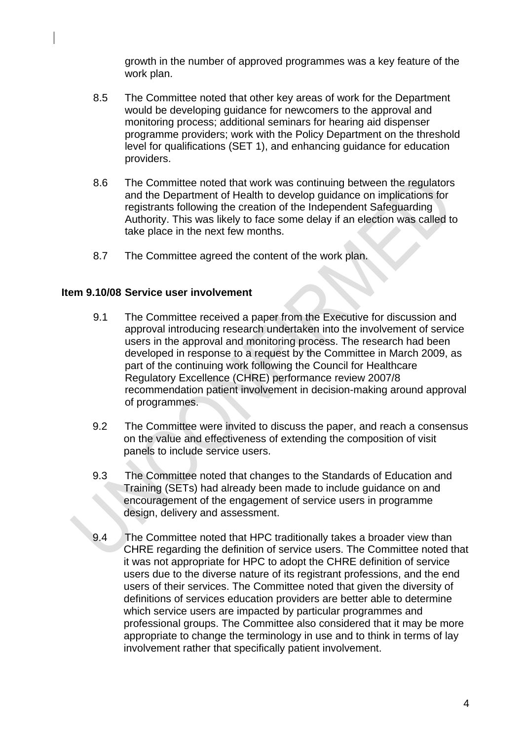growth in the number of approved programmes was a key feature of the work plan.

8.5 The Committee noted that other key areas of work for the Department would be developing guidance for newcomers to the approval and monitoring process; additional seminars for hearing aid dispenser programme providers; work with the Policy Department on the threshold level for qualifications (SET 1), and enhancing guidance for education providers.

8.6 The Committee noted that work was continuing between the regulators and the Department of Health to develop guidance on implications for registrants following the creation of the Independent Safeguarding Authority. This was likely to face some delay if an election was called to take place in the next few months.

8.7 The Committee agreed the content of the work plan.

**Item 9.10/08 Service user involvement**

9.1 The Committee received a paper from the Executive for discussion and approval introducing research undertaken into the involvement of service users in the approval and monitoring process. The research had been developed in response to a request by the Committee in March 2009, as part of the continuing work following the Council for Healthcare Regulatory Excellence (CHRE) performance review 2007/8 recommendation patient involvement in decision-making around approval of programmes.

9.2 The Committee were invited to discuss the paper, and reach a consensus on the value and effectiveness of extending the composition of visit panels to include service users.

9.3 The Committee noted that changes to the Standards of Education and Training (SETs) had already been made to include guidance on and encouragement of the engagement of service users in programme design, delivery and assessment.

9.4 The Committee noted that HPC traditionally takes a broader view than CHRE regarding the definition of service users. The Committee noted that it was not appropriate for HPC to adopt the CHRE definition of service users due to the diverse nature of its registrant professions, and the end users of their services. The Committee noted that given the diversity of definitions of services education providers are better able to determine which service users are impacted by particular programmes and professional groups. The Committee also considered that it may be more appropriate to change the terminology in use and to think in terms of lay involvement rather that specifically patient involvement.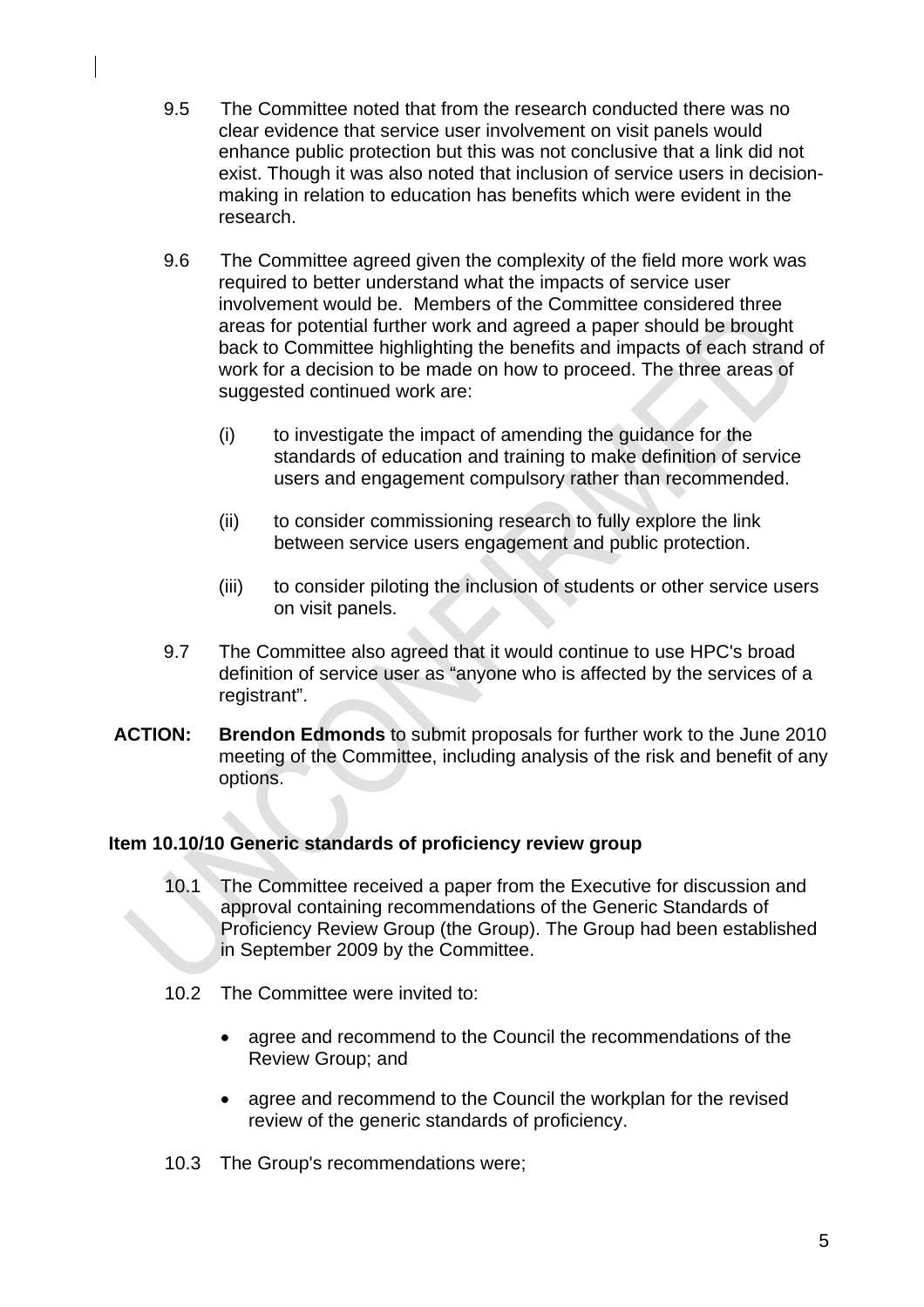9.5 The Committee noted that from the research conducted there was no clear evidence that service user involvement on visit panels would enhance public protection but this was not conclusive that a link did not exist. Though it was also noted that inclusion of service users in decision-making in relation to education has benefits which were evident in the research.

9.6 The Committee agreed given the complexity of the field more work was required to better understand what the impacts of service user involvement would be. Members of the Committee considered three areas for potential further work and agreed a paper should be brought back to Committee highlighting the benefits and impacts of each strand of work for a decision to be made on how to proceed. The three areas of suggested continued work are:

(i) to investigate the impact of amending the guidance for the standards of education and training to make definition of service users and engagement compulsory rather than recommended.

(ii) to consider commissioning research to fully explore the link between service users engagement and public protection.

(iii) to consider piloting the inclusion of students or other service users on visit panels.

9.7 The Committee also agreed that it would continue to use HPC's broad definition of service user as "anyone who is affected by the services of a registrant".

**ACTION:** **Brendon Edmonds** to submit proposals for further work to the June 2010 meeting of the Committee, including analysis of the risk and benefit of any options.

**Item 10.10/10 Generic standards of proficiency review group**

10.1 The Committee received a paper from the Executive for discussion and approval containing recommendations of the Generic Standards of Proficiency Review Group (the Group). The Group had been established in September 2009 by the Committee.

10.2 The Committee were invited to:

- agree and recommend to the Council the recommendations of the Review Group; and
- agree and recommend to the Council the workplan for the revised review of the generic standards of proficiency.

10.3 The Group's recommendations were;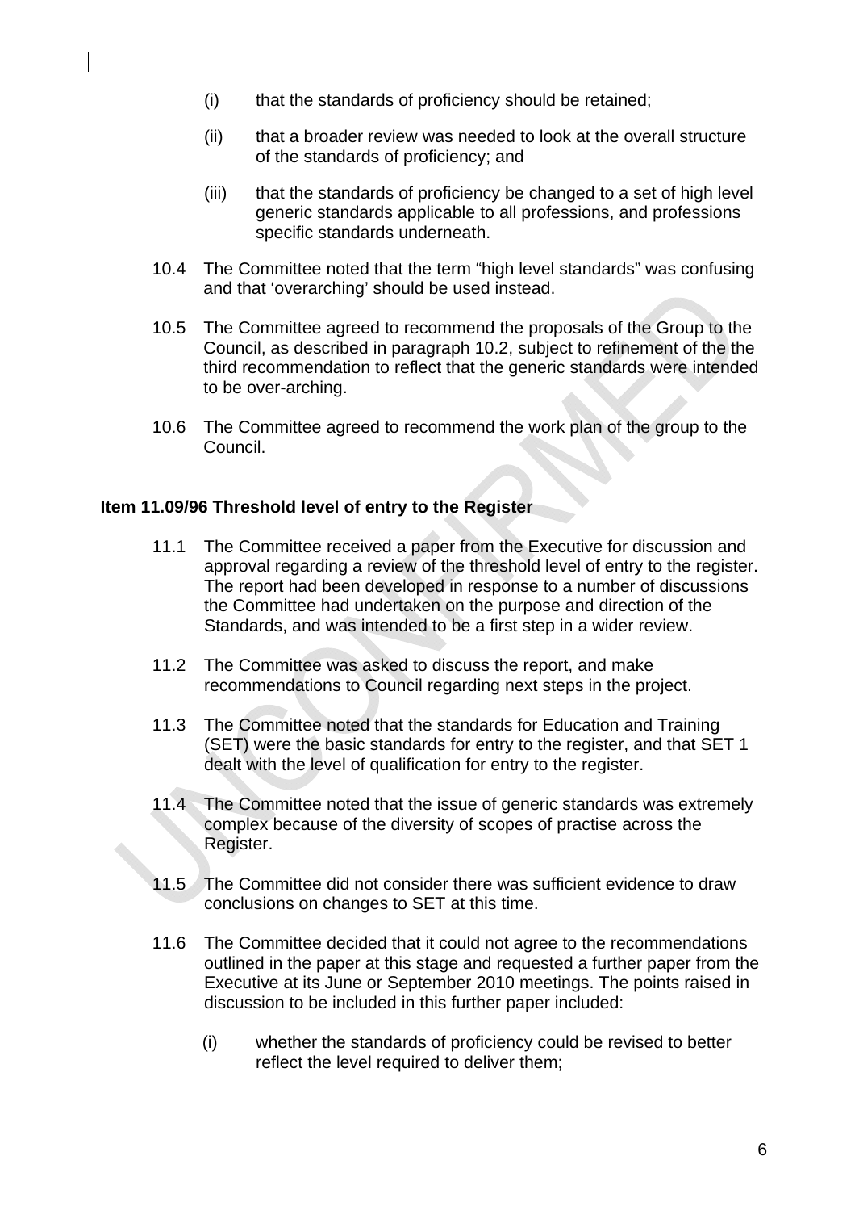(i) that the standards of proficiency should be retained;

(ii) that a broader review was needed to look at the overall structure of the standards of proficiency; and

(iii) that the standards of proficiency be changed to a set of high level generic standards applicable to all professions, and professions specific standards underneath.

10.4 The Committee noted that the term "high level standards" was confusing and that 'overarching' should be used instead.

10.5 The Committee agreed to recommend the proposals of the Group to the Council, as described in paragraph 10.2, subject to refinement of the the third recommendation to reflect that the generic standards were intended to be over-arching.

10.6 The Committee agreed to recommend the work plan of the group to the Council.

**Item 11.09/96 Threshold level of entry to the Register**

11.1 The Committee received a paper from the Executive for discussion and approval regarding a review of the threshold level of entry to the register. The report had been developed in response to a number of discussions the Committee had undertaken on the purpose and direction of the Standards, and was intended to be a first step in a wider review.

11.2 The Committee was asked to discuss the report, and make recommendations to Council regarding next steps in the project.

11.3 The Committee noted that the standards for Education and Training (SET) were the basic standards for entry to the register, and that SET 1 dealt with the level of qualification for entry to the register.

11.4 The Committee noted that the issue of generic standards was extremely complex because of the diversity of scopes of practise across the Register.

11.5 The Committee did not consider there was sufficient evidence to draw conclusions on changes to SET at this time.

11.6 The Committee decided that it could not agree to the recommendations outlined in the paper at this stage and requested a further paper from the Executive at its June or September 2010 meetings. The points raised in discussion to be included in this further paper included:

(i) whether the standards of proficiency could be revised to better reflect the level required to deliver them;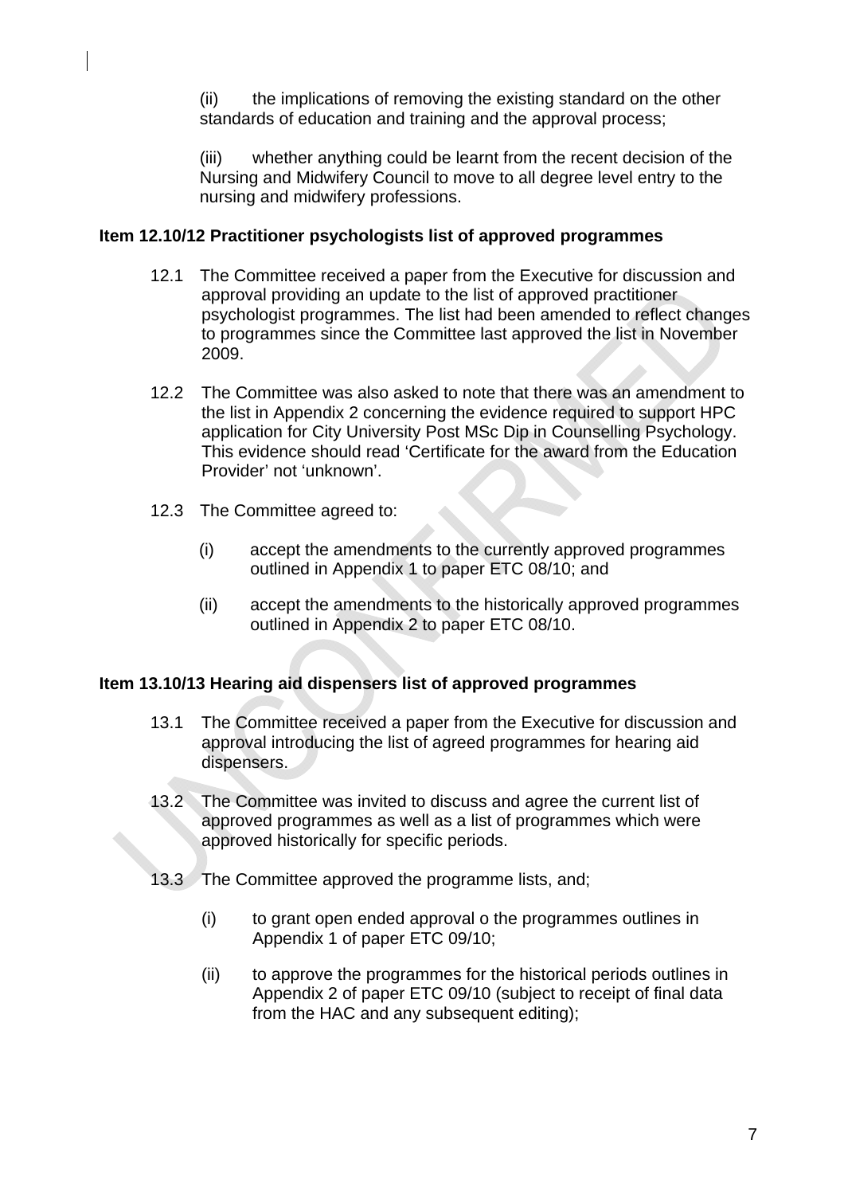(ii) the implications of removing the existing standard on the other standards of education and training and the approval process;

(iii) whether anything could be learnt from the recent decision of the Nursing and Midwifery Council to move to all degree level entry to the nursing and midwifery professions.

**Item 12.10/12 Practitioner psychologists list of approved programmes**

12.1 The Committee received a paper from the Executive for discussion and approval providing an update to the list of approved practitioner psychologist programmes. The list had been amended to reflect changes to programmes since the Committee last approved the list in November 2009.

12.2 The Committee was also asked to note that there was an amendment to the list in Appendix 2 concerning the evidence required to support HPC application for City University Post MSc Dip in Counselling Psychology. This evidence should read 'Certificate for the award from the Education Provider' not 'unknown'.

12.3 The Committee agreed to:

(i) accept the amendments to the currently approved programmes outlined in Appendix 1 to paper ETC 08/10; and

(ii) accept the amendments to the historically approved programmes outlined in Appendix 2 to paper ETC 08/10.

**Item 13.10/13 Hearing aid dispensers list of approved programmes**

13.1 The Committee received a paper from the Executive for discussion and approval introducing the list of agreed programmes for hearing aid dispensers.

13.2 The Committee was invited to discuss and agree the current list of approved programmes as well as a list of programmes which were approved historically for specific periods.

13.3 The Committee approved the programme lists, and;

(i) to grant open ended approval o the programmes outlines in Appendix 1 of paper ETC 09/10;

(ii) to approve the programmes for the historical periods outlines in Appendix 2 of paper ETC 09/10 (subject to receipt of final data from the HAC and any subsequent editing);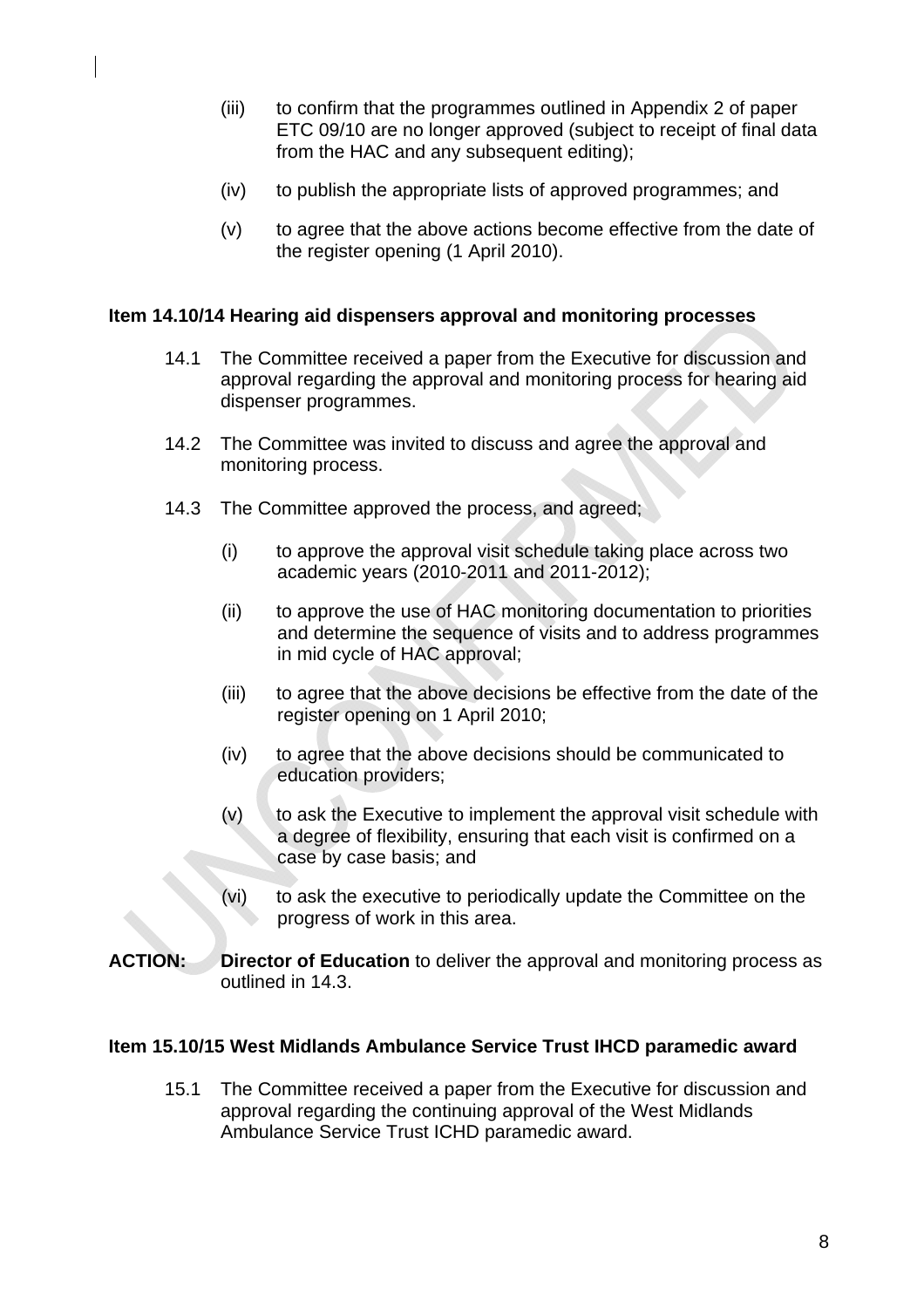(iii) to confirm that the programmes outlined in Appendix 2 of paper ETC 09/10 are no longer approved (subject to receipt of final data from the HAC and any subsequent editing);

(iv) to publish the appropriate lists of approved programmes; and

(v) to agree that the above actions become effective from the date of the register opening (1 April 2010).

**Item 14.10/14 Hearing aid dispensers approval and monitoring processes**

14.1 The Committee received a paper from the Executive for discussion and approval regarding the approval and monitoring process for hearing aid dispenser programmes.

14.2 The Committee was invited to discuss and agree the approval and monitoring process.

14.3 The Committee approved the process, and agreed;

(i) to approve the approval visit schedule taking place across two academic years (2010-2011 and 2011-2012);

(ii) to approve the use of HAC monitoring documentation to priorities and determine the sequence of visits and to address programmes in mid cycle of HAC approval;

(iii) to agree that the above decisions be effective from the date of the register opening on 1 April 2010;

(iv) to agree that the above decisions should be communicated to education providers;

(v) to ask the Executive to implement the approval visit schedule with a degree of flexibility, ensuring that each visit is confirmed on a case by case basis; and

(vi) to ask the executive to periodically update the Committee on the progress of work in this area.

**ACTION:** **Director of Education** to deliver the approval and monitoring process as outlined in 14.3.

**Item 15.10/15 West Midlands Ambulance Service Trust IHCD paramedic award**

15.1 The Committee received a paper from the Executive for discussion and approval regarding the continuing approval of the West Midlands Ambulance Service Trust ICHD paramedic award.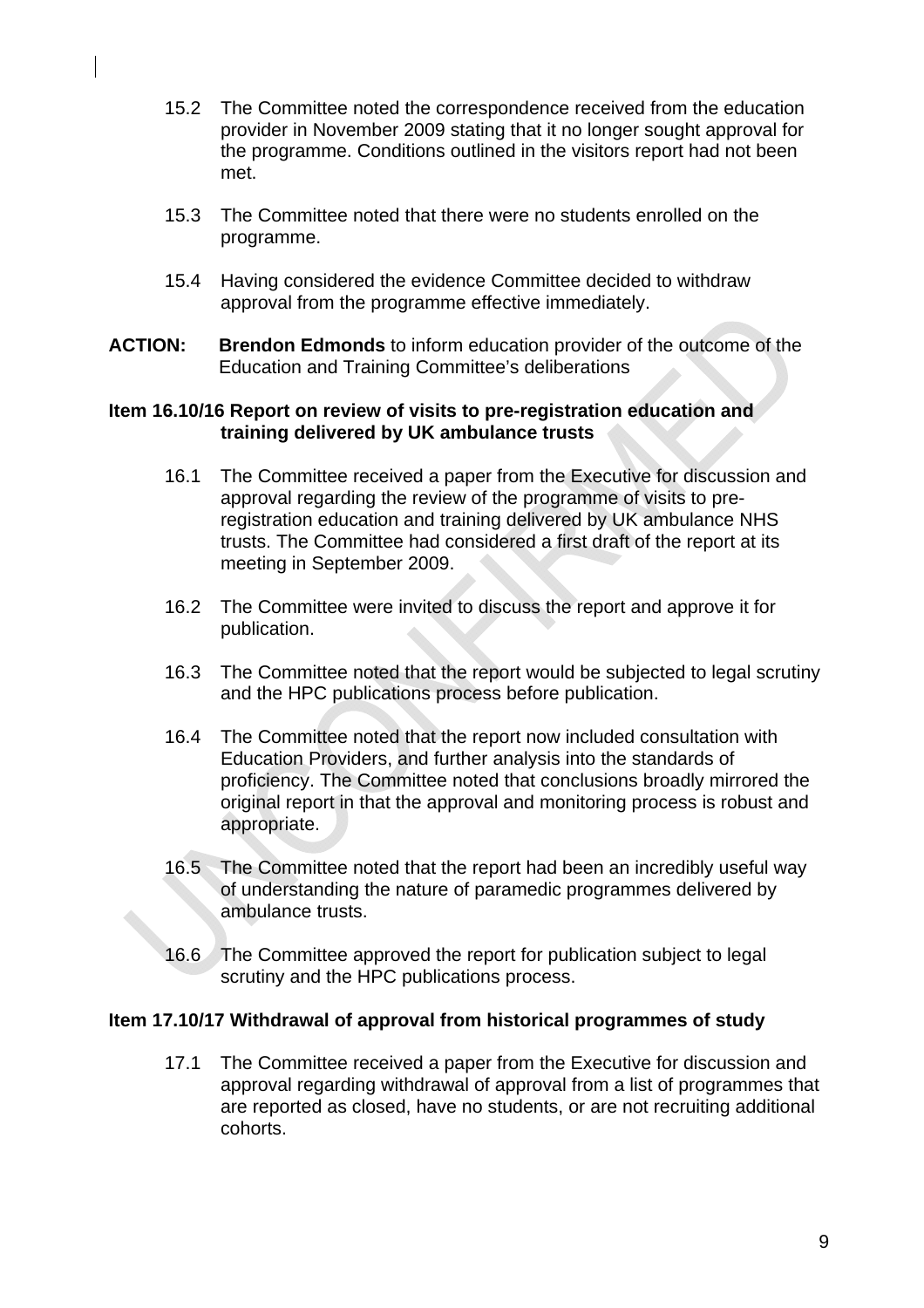15.2 The Committee noted the correspondence received from the education provider in November 2009 stating that it no longer sought approval for the programme. Conditions outlined in the visitors report had not been met.

15.3 The Committee noted that there were no students enrolled on the programme.

15.4 Having considered the evidence Committee decided to withdraw approval from the programme effective immediately.

**ACTION:** **Brendon Edmonds** to inform education provider of the outcome of the Education and Training Committee's deliberations

**Item 16.10/16 Report on review of visits to pre-registration education and training delivered by UK ambulance trusts**

16.1 The Committee received a paper from the Executive for discussion and approval regarding the review of the programme of visits to pre-registration education and training delivered by UK ambulance NHS trusts. The Committee had considered a first draft of the report at its meeting in September 2009.

16.2 The Committee were invited to discuss the report and approve it for publication.

16.3 The Committee noted that the report would be subjected to legal scrutiny and the HPC publications process before publication.

16.4 The Committee noted that the report now included consultation with Education Providers, and further analysis into the standards of proficiency. The Committee noted that conclusions broadly mirrored the original report in that the approval and monitoring process is robust and appropriate.

16.5 The Committee noted that the report had been an incredibly useful way of understanding the nature of paramedic programmes delivered by ambulance trusts.

16.6 The Committee approved the report for publication subject to legal scrutiny and the HPC publications process.

**Item 17.10/17 Withdrawal of approval from historical programmes of study**

17.1 The Committee received a paper from the Executive for discussion and approval regarding withdrawal of approval from a list of programmes that are reported as closed, have no students, or are not recruiting additional cohorts.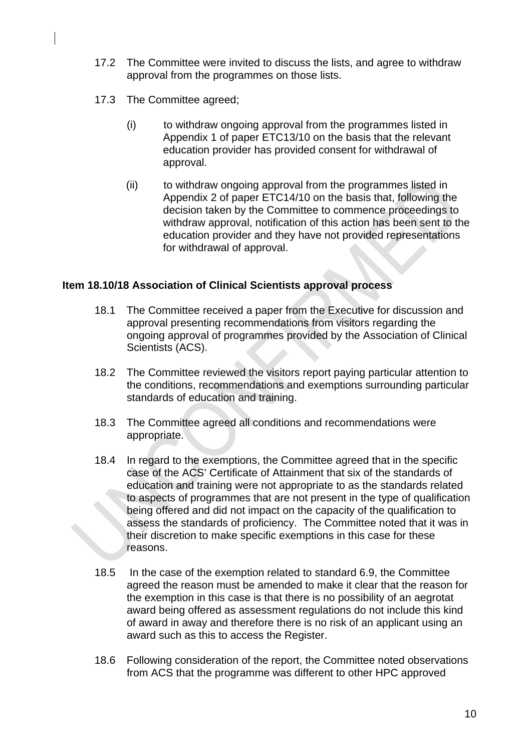17.2 The Committee were invited to discuss the lists, and agree to withdraw approval from the programmes on those lists.

17.3 The Committee agreed;

(i) to withdraw ongoing approval from the programmes listed in Appendix 1 of paper ETC13/10 on the basis that the relevant education provider has provided consent for withdrawal of approval.

(ii) to withdraw ongoing approval from the programmes listed in Appendix 2 of paper ETC14/10 on the basis that, following the decision taken by the Committee to commence proceedings to withdraw approval, notification of this action has been sent to the education provider and they have not provided representations for withdrawal of approval.

**Item 18.10/18 Association of Clinical Scientists approval process**

18.1 The Committee received a paper from the Executive for discussion and approval presenting recommendations from visitors regarding the ongoing approval of programmes provided by the Association of Clinical Scientists (ACS).

18.2 The Committee reviewed the visitors report paying particular attention to the conditions, recommendations and exemptions surrounding particular standards of education and training.

18.3 The Committee agreed all conditions and recommendations were appropriate.

18.4 In regard to the exemptions, the Committee agreed that in the specific case of the ACS' Certificate of Attainment that six of the standards of education and training were not appropriate to as the standards related to aspects of programmes that are not present in the type of qualification being offered and did not impact on the capacity of the qualification to assess the standards of proficiency. The Committee noted that it was in their discretion to make specific exemptions in this case for these reasons.

18.5 In the case of the exemption related to standard 6.9, the Committee agreed the reason must be amended to make it clear that the reason for the exemption in this case is that there is no possibility of an aegrotat award being offered as assessment regulations do not include this kind of award in away and therefore there is no risk of an applicant using an award such as this to access the Register.

18.6 Following consideration of the report, the Committee noted observations from ACS that the programme was different to other HPC approved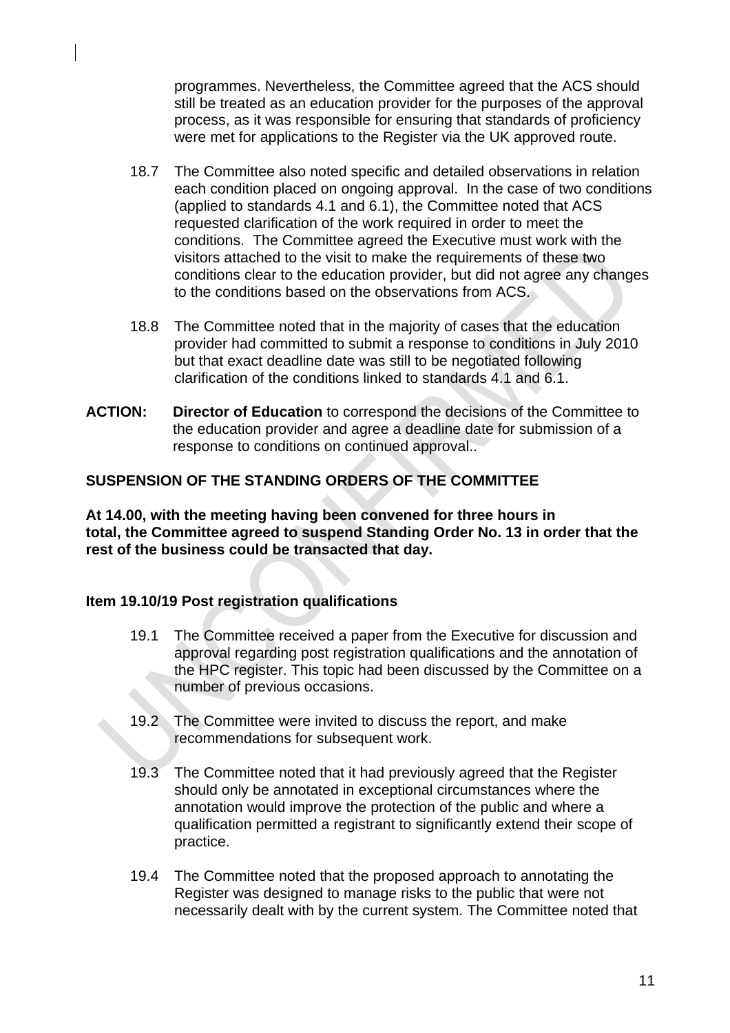programmes. Nevertheless, the Committee agreed that the ACS should still be treated as an education provider for the purposes of the approval process, as it was responsible for ensuring that standards of proficiency were met for applications to the Register via the UK approved route.

18.7 The Committee also noted specific and detailed observations in relation each condition placed on ongoing approval. In the case of two conditions (applied to standards 4.1 and 6.1), the Committee noted that ACS requested clarification of the work required in order to meet the conditions. The Committee agreed the Executive must work with the visitors attached to the visit to make the requirements of these two conditions clear to the education provider, but did not agree any changes to the conditions based on the observations from ACS.

18.8 The Committee noted that in the majority of cases that the education provider had committed to submit a response to conditions in July 2010 but that exact deadline date was still to be negotiated following clarification of the conditions linked to standards 4.1 and 6.1.

**ACTION:** **Director of Education** to correspond the decisions of the Committee to the education provider and agree a deadline date for submission of a response to conditions on continued approval..

**SUSPENSION OF THE STANDING ORDERS OF THE COMMITTEE**

**At 14.00, with the meeting having been convened for three hours in total, the Committee agreed to suspend Standing Order No. 13 in order that the rest of the business could be transacted that day.**

**Item 19.10/19 Post registration qualifications**

19.1 The Committee received a paper from the Executive for discussion and approval regarding post registration qualifications and the annotation of the HPC register. This topic had been discussed by the Committee on a number of previous occasions.

19.2 The Committee were invited to discuss the report, and make recommendations for subsequent work.

19.3 The Committee noted that it had previously agreed that the Register should only be annotated in exceptional circumstances where the annotation would improve the protection of the public and where a qualification permitted a registrant to significantly extend their scope of practice.

19.4 The Committee noted that the proposed approach to annotating the Register was designed to manage risks to the public that were not necessarily dealt with by the current system. The Committee noted that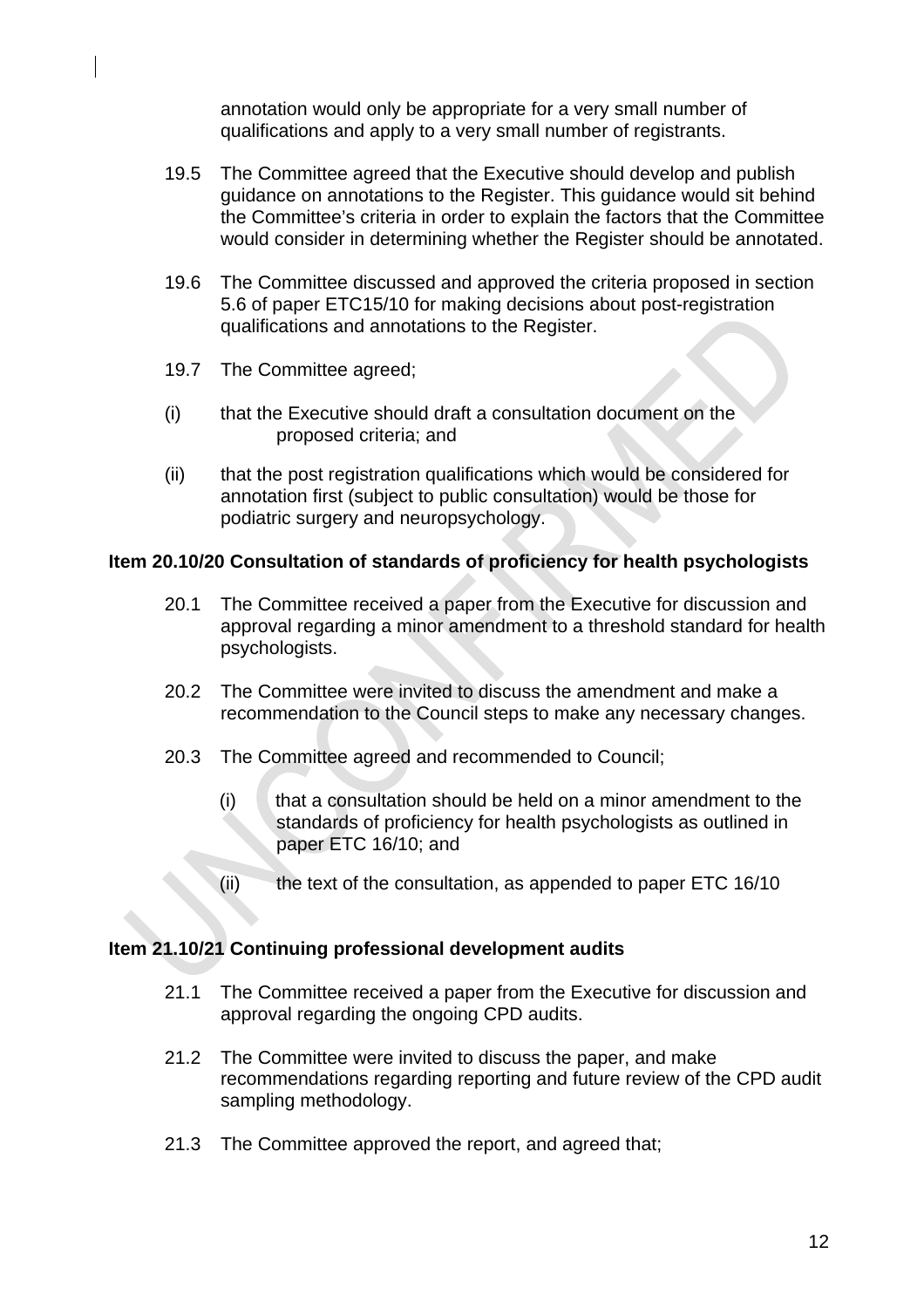annotation would only be appropriate for a very small number of qualifications and apply to a very small number of registrants.

19.5 The Committee agreed that the Executive should develop and publish guidance on annotations to the Register. This guidance would sit behind the Committee's criteria in order to explain the factors that the Committee would consider in determining whether the Register should be annotated.

19.6 The Committee discussed and approved the criteria proposed in section 5.6 of paper ETC15/10 for making decisions about post-registration qualifications and annotations to the Register.

19.7 The Committee agreed;

(i) that the Executive should draft a consultation document on the proposed criteria; and

(ii) that the post registration qualifications which would be considered for annotation first (subject to public consultation) would be those for podiatric surgery and neuropsychology.

**Item 20.10/20 Consultation of standards of proficiency for health psychologists**

20.1 The Committee received a paper from the Executive for discussion and approval regarding a minor amendment to a threshold standard for health psychologists.

20.2 The Committee were invited to discuss the amendment and make a recommendation to the Council steps to make any necessary changes.

20.3 The Committee agreed and recommended to Council;

(i) that a consultation should be held on a minor amendment to the standards of proficiency for health psychologists as outlined in paper ETC 16/10; and

(ii) the text of the consultation, as appended to paper ETC 16/10

**Item 21.10/21 Continuing professional development audits**

21.1 The Committee received a paper from the Executive for discussion and approval regarding the ongoing CPD audits.

21.2 The Committee were invited to discuss the paper, and make recommendations regarding reporting and future review of the CPD audit sampling methodology.

21.3 The Committee approved the report, and agreed that;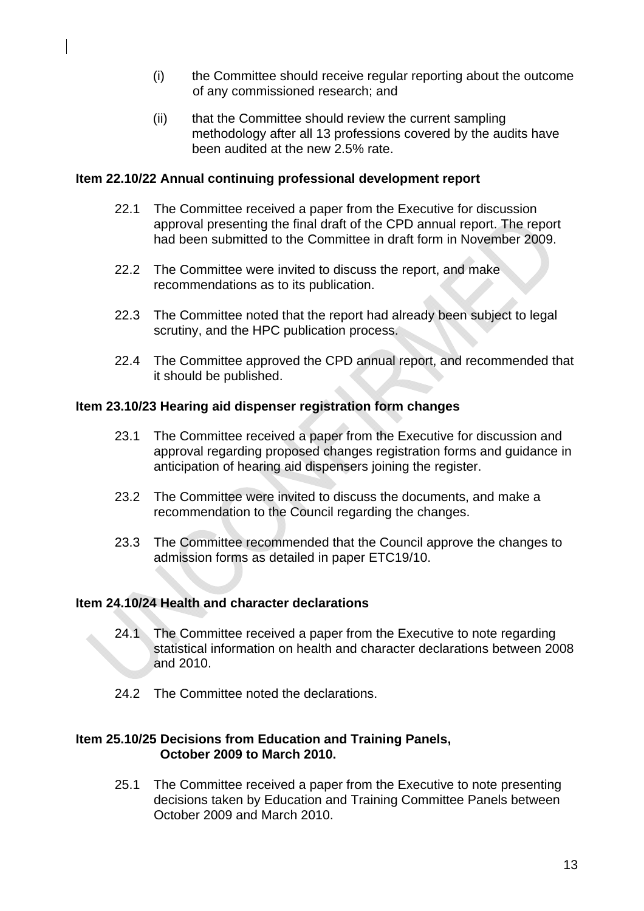(i) the Committee should receive regular reporting about the outcome of any commissioned research; and

(ii) that the Committee should review the current sampling methodology after all 13 professions covered by the audits have been audited at the new 2.5% rate.

**Item 22.10/22 Annual continuing professional development report**

22.1 The Committee received a paper from the Executive for discussion approval presenting the final draft of the CPD annual report. The report had been submitted to the Committee in draft form in November 2009.

22.2 The Committee were invited to discuss the report, and make recommendations as to its publication.

22.3 The Committee noted that the report had already been subject to legal scrutiny, and the HPC publication process.

22.4 The Committee approved the CPD annual report, and recommended that it should be published.

**Item 23.10/23 Hearing aid dispenser registration form changes**

23.1 The Committee received a paper from the Executive for discussion and approval regarding proposed changes registration forms and guidance in anticipation of hearing aid dispensers joining the register.

23.2 The Committee were invited to discuss the documents, and make a recommendation to the Council regarding the changes.

23.3 The Committee recommended that the Council approve the changes to admission forms as detailed in paper ETC19/10.

**Item 24.10/24 Health and character declarations**

24.1 The Committee received a paper from the Executive to note regarding statistical information on health and character declarations between 2008 and 2010.

24.2 The Committee noted the declarations.

**Item 25.10/25 Decisions from Education and Training Panels, October 2009 to March 2010.**

25.1 The Committee received a paper from the Executive to note presenting decisions taken by Education and Training Committee Panels between October 2009 and March 2010.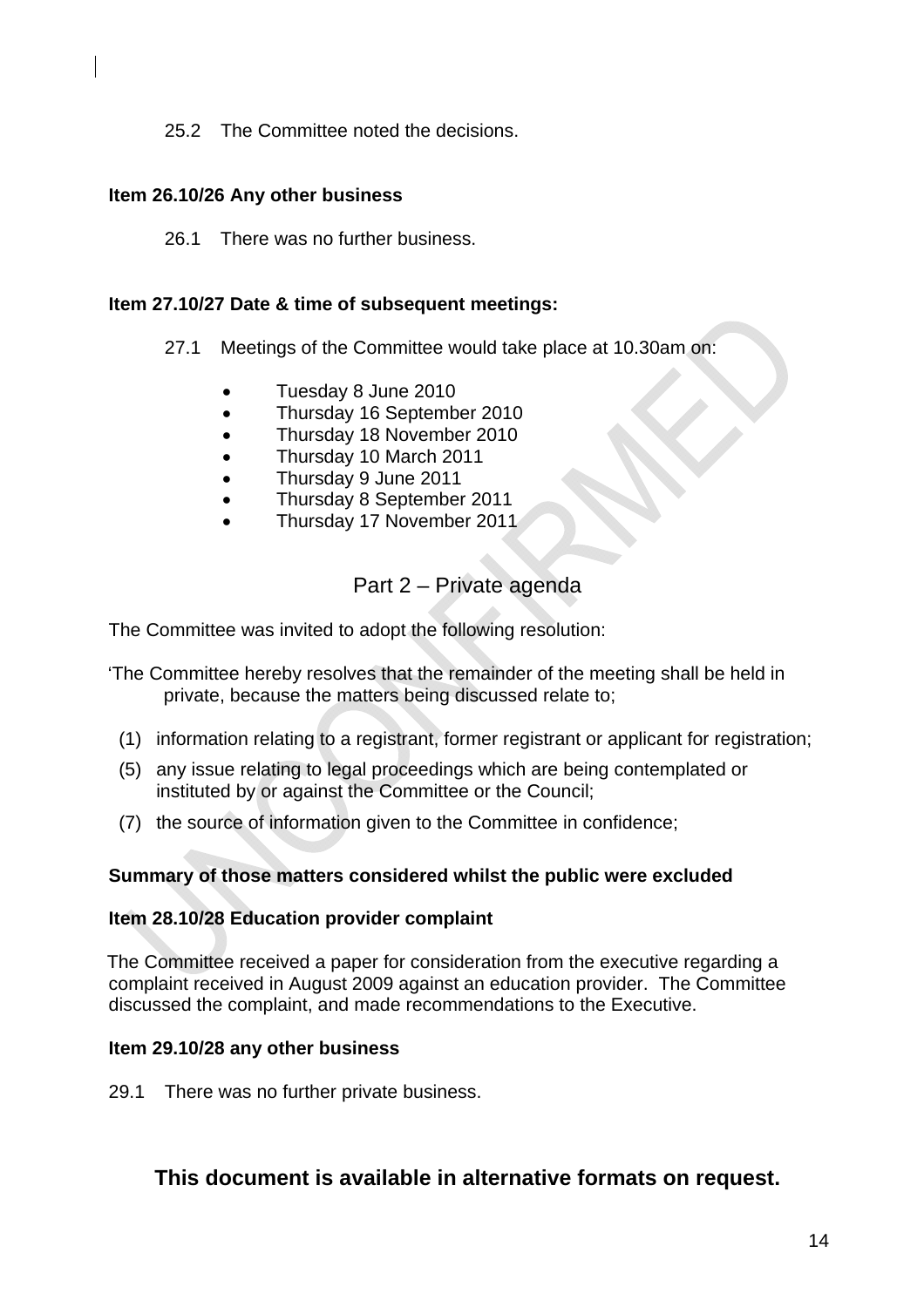25.2 The Committee noted the decisions.

**Item 26.10/26 Any other business**

26.1 There was no further business.

**Item 27.10/27 Date & time of subsequent meetings:**

27.1 Meetings of the Committee would take place at 10.30am on:

- Tuesday 8 June 2010
- Thursday 16 September 2010
- Thursday 18 November 2010
- Thursday 10 March 2011
- Thursday 9 June 2011
- Thursday 8 September 2011
- Thursday 17 November 2011

## Part 2 – Private agenda

The Committee was invited to adopt the following resolution:

'The Committee hereby resolves that the remainder of the meeting shall be held in private, because the matters being discussed relate to;

(1) information relating to a registrant, former registrant or applicant for registration;

(5) any issue relating to legal proceedings which are being contemplated or instituted by or against the Committee or the Council;

(7) the source of information given to the Committee in confidence;

**Summary of those matters considered whilst the public were excluded**

**Item 28.10/28 Education provider complaint**

The Committee received a paper for consideration from the executive regarding a complaint received in August 2009 against an education provider. The Committee discussed the complaint, and made recommendations to the Executive.

**Item 29.10/28 any other business**

29.1 There was no further private business.

**This document is available in alternative formats on request.**